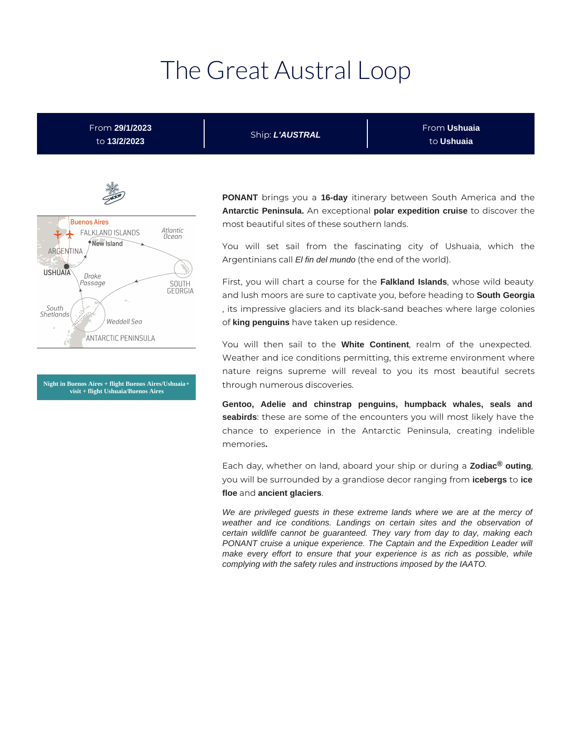# The Great Austral Loop

| From **29/1/2023** to **13/2/2023** | Ship: ***L'AUSTRAL*** | From **Ushuaia** to **Ushuaia** |
|---|---|---|

**Night in Buenos Aires + flight Buenos Aires/Ushuaia + visit + flight Ushuaia/Buenos Aires**

**PONANT** brings you a **16-day** itinerary between South America and the **Antarctic Peninsula.** An exceptional **polar expedition cruise** to discover the most beautiful sites of these southern lands.

You will set sail from the fascinating city of Ushuaia, which the Argentinians call *El fin del mundo* (the end of the world).

First, you will chart a course for the **Falkland Islands**, whose wild beauty and lush moors are sure to captivate you, before heading to **South Georgia** , its impressive glaciers and its black-sand beaches where large colonies of **king penguins** have taken up residence.

You will then sail to the **White Continent**, realm of the unexpected. Weather and ice conditions permitting, this extreme environment where nature reigns supreme will reveal to you its most beautiful secrets through numerous discoveries.

**Gentoo, Adelie and chinstrap penguins, humpback whales, seals and seabirds**: these are some of the encounters you will most likely have the chance to experience in the Antarctic Peninsula, creating indelible memories**.**

Each day, whether on land, aboard your ship or during a **Zodiac® outing**, you will be surrounded by a grandiose decor ranging from **icebergs** to **ice floe** and **ancient glaciers**.

*We are privileged guests in these extreme lands where we are at the mercy of weather and ice conditions. Landings on certain sites and the observation of certain wildlife cannot be guaranteed. They vary from day to day, making each PONANT cruise a unique experience. The Captain and the Expedition Leader will make every effort to ensure that your experience is as rich as possible, while complying with the safety rules and instructions imposed by the IAATO.*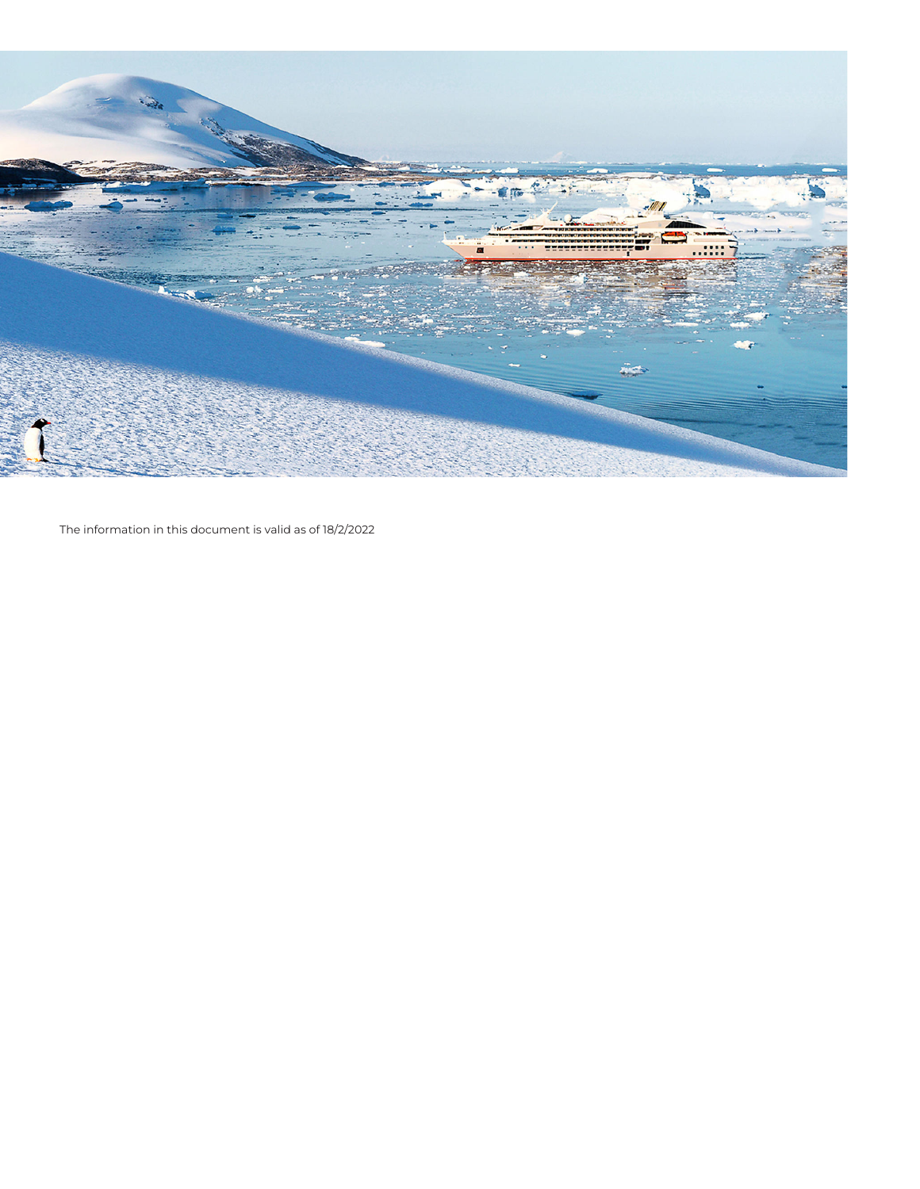The information in this document is valid as of 18/2/2022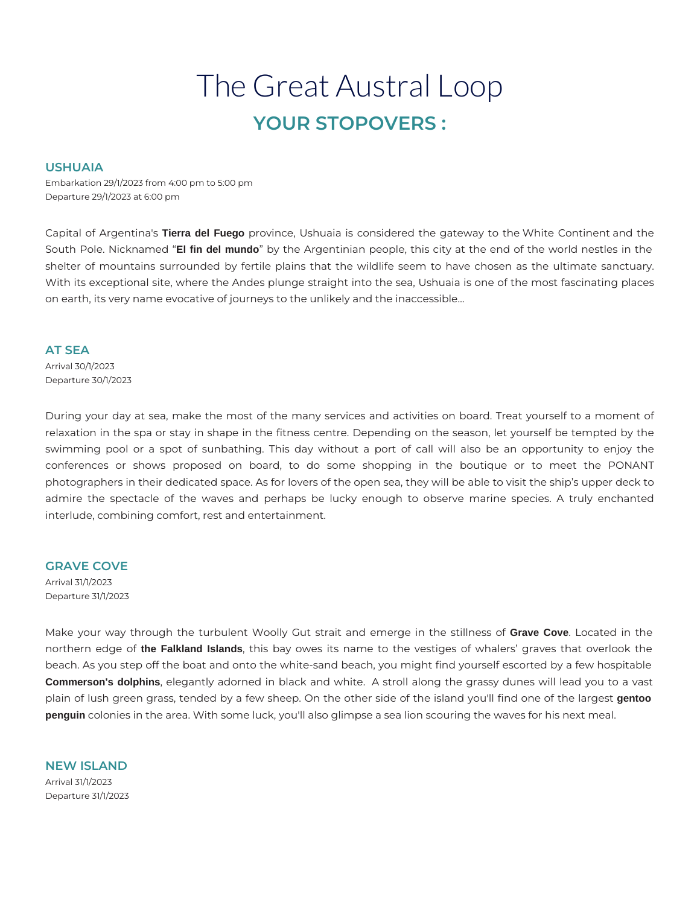# The Great Austral Loop

## YOUR STOPOVERS :

### USHUAIA

Embarkation 29/1/2023 from 4:00 pm to 5:00 pm
Departure 29/1/2023 at 6:00 pm

Capital of Argentina's **Tierra del Fuego** province, Ushuaia is considered the gateway to the White Continent and the South Pole. Nicknamed "**El fin del mundo**" by the Argentinian people, this city at the end of the world nestles in the shelter of mountains surrounded by fertile plains that the wildlife seem to have chosen as the ultimate sanctuary. With its exceptional site, where the Andes plunge straight into the sea, Ushuaia is one of the most fascinating places on earth, its very name evocative of journeys to the unlikely and the inaccessible...

### AT SEA

Arrival 30/1/2023
Departure 30/1/2023

During your day at sea, make the most of the many services and activities on board. Treat yourself to a moment of relaxation in the spa or stay in shape in the fitness centre. Depending on the season, let yourself be tempted by the swimming pool or a spot of sunbathing. This day without a port of call will also be an opportunity to enjoy the conferences or shows proposed on board, to do some shopping in the boutique or to meet the PONANT photographers in their dedicated space. As for lovers of the open sea, they will be able to visit the ship's upper deck to admire the spectacle of the waves and perhaps be lucky enough to observe marine species. A truly enchanted interlude, combining comfort, rest and entertainment.

### GRAVE COVE

Arrival 31/1/2023
Departure 31/1/2023

Make your way through the turbulent Woolly Gut strait and emerge in the stillness of **Grave Cove**. Located in the northern edge of **the Falkland Islands**, this bay owes its name to the vestiges of whalers' graves that overlook the beach. As you step off the boat and onto the white-sand beach, you might find yourself escorted by a few hospitable **Commerson's dolphins**, elegantly adorned in black and white. A stroll along the grassy dunes will lead you to a vast plain of lush green grass, tended by a few sheep. On the other side of the island you'll find one of the largest **gentoo penguin** colonies in the area. With some luck, you'll also glimpse a sea lion scouring the waves for his next meal.

### NEW ISLAND

Arrival 31/1/2023
Departure 31/1/2023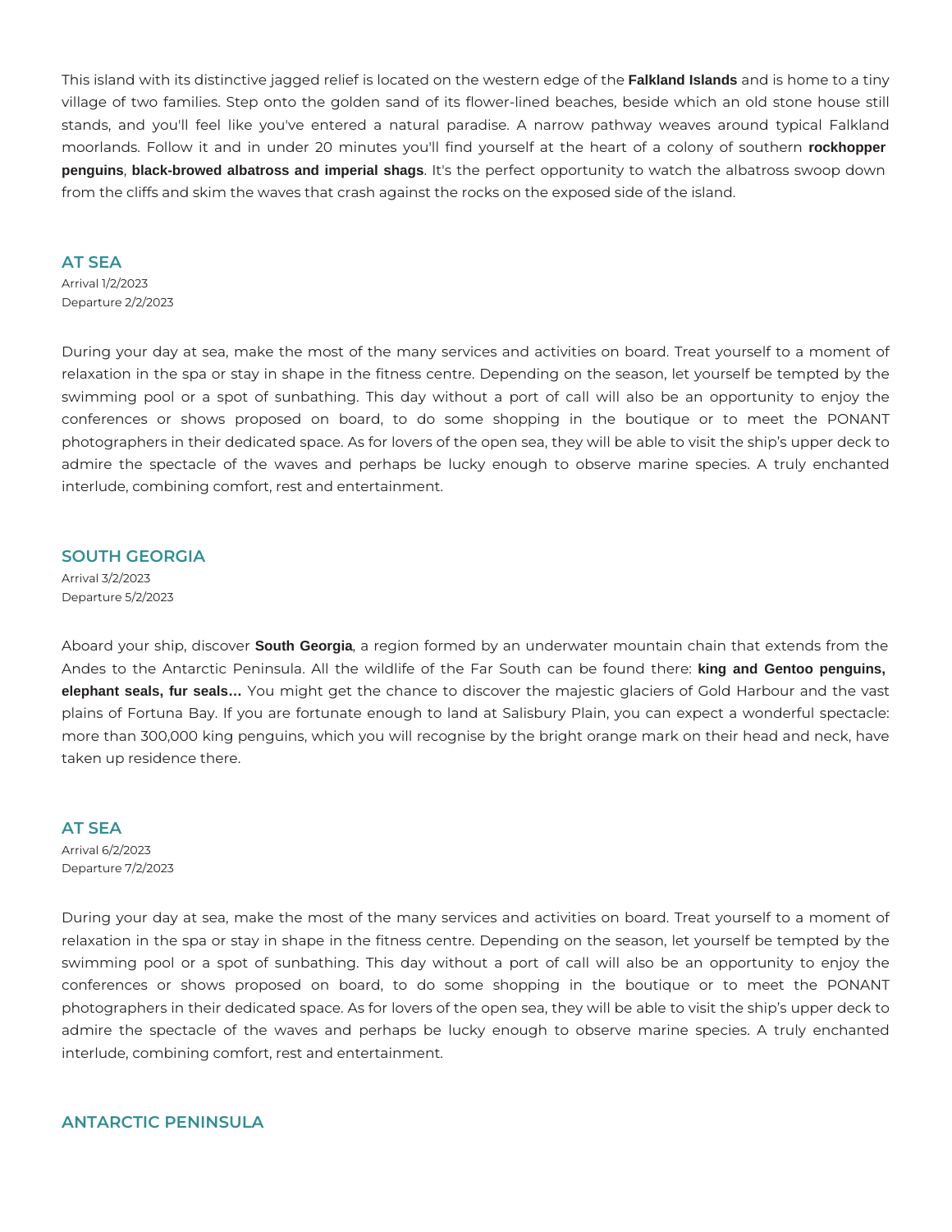This island with its distinctive jagged relief is located on the western edge of the **Falkland Islands** and is home to a tiny village of two families. Step onto the golden sand of its flower-lined beaches, beside which an old stone house still stands, and you'll feel like you've entered a natural paradise. A narrow pathway weaves around typical Falkland moorlands. Follow it and in under 20 minutes you'll find yourself at the heart of a colony of southern **rockhopper penguins**, **black-browed albatross and imperial shags**. It's the perfect opportunity to watch the albatross swoop down from the cliffs and skim the waves that crash against the rocks on the exposed side of the island.

## AT SEA

Arrival 1/2/2023
Departure 2/2/2023

During your day at sea, make the most of the many services and activities on board. Treat yourself to a moment of relaxation in the spa or stay in shape in the fitness centre. Depending on the season, let yourself be tempted by the swimming pool or a spot of sunbathing. This day without a port of call will also be an opportunity to enjoy the conferences or shows proposed on board, to do some shopping in the boutique or to meet the PONANT photographers in their dedicated space. As for lovers of the open sea, they will be able to visit the ship's upper deck to admire the spectacle of the waves and perhaps be lucky enough to observe marine species. A truly enchanted interlude, combining comfort, rest and entertainment.

## SOUTH GEORGIA

Arrival 3/2/2023
Departure 5/2/2023

Aboard your ship, discover **South Georgia**, a region formed by an underwater mountain chain that extends from the Andes to the Antarctic Peninsula. All the wildlife of the Far South can be found there: **king and Gentoo penguins, elephant seals, fur seals…** You might get the chance to discover the majestic glaciers of Gold Harbour and the vast plains of Fortuna Bay. If you are fortunate enough to land at Salisbury Plain, you can expect a wonderful spectacle: more than 300,000 king penguins, which you will recognise by the bright orange mark on their head and neck, have taken up residence there.

## AT SEA

Arrival 6/2/2023
Departure 7/2/2023

During your day at sea, make the most of the many services and activities on board. Treat yourself to a moment of relaxation in the spa or stay in shape in the fitness centre. Depending on the season, let yourself be tempted by the swimming pool or a spot of sunbathing. This day without a port of call will also be an opportunity to enjoy the conferences or shows proposed on board, to do some shopping in the boutique or to meet the PONANT photographers in their dedicated space. As for lovers of the open sea, they will be able to visit the ship's upper deck to admire the spectacle of the waves and perhaps be lucky enough to observe marine species. A truly enchanted interlude, combining comfort, rest and entertainment.

## ANTARCTIC PENINSULA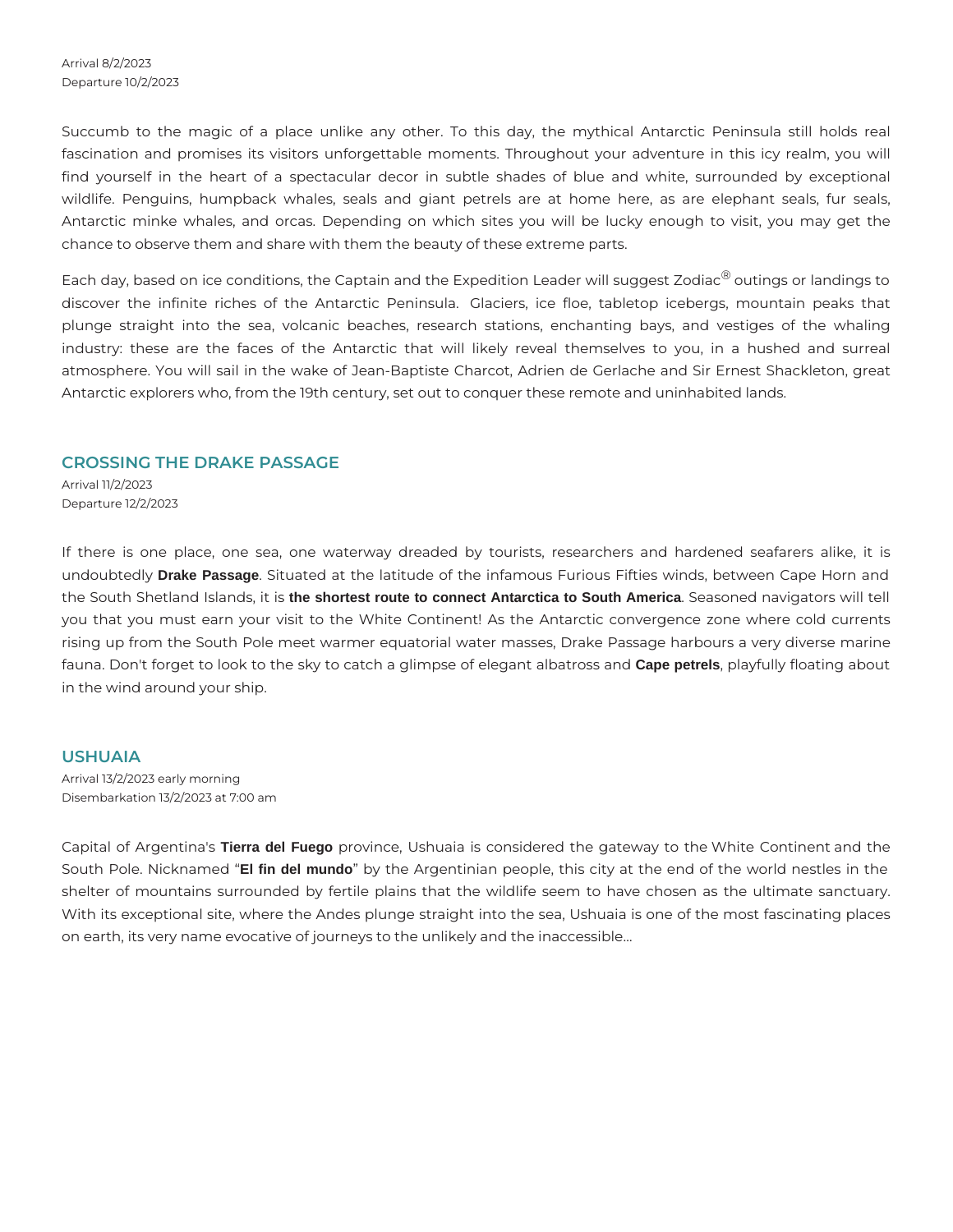Arrival 8/2/2023
Departure 10/2/2023

Succumb to the magic of a place unlike any other. To this day, the mythical Antarctic Peninsula still holds real fascination and promises its visitors unforgettable moments. Throughout your adventure in this icy realm, you will find yourself in the heart of a spectacular decor in subtle shades of blue and white, surrounded by exceptional wildlife. Penguins, humpback whales, seals and giant petrels are at home here, as are elephant seals, fur seals, Antarctic minke whales, and orcas. Depending on which sites you will be lucky enough to visit, you may get the chance to observe them and share with them the beauty of these extreme parts.

Each day, based on ice conditions, the Captain and the Expedition Leader will suggest Zodiac® outings or landings to discover the infinite riches of the Antarctic Peninsula. Glaciers, ice floe, tabletop icebergs, mountain peaks that plunge straight into the sea, volcanic beaches, research stations, enchanting bays, and vestiges of the whaling industry: these are the faces of the Antarctic that will likely reveal themselves to you, in a hushed and surreal atmosphere. You will sail in the wake of Jean-Baptiste Charcot, Adrien de Gerlache and Sir Ernest Shackleton, great Antarctic explorers who, from the 19th century, set out to conquer these remote and uninhabited lands.

## CROSSING THE DRAKE PASSAGE

Arrival 11/2/2023
Departure 12/2/2023

If there is one place, one sea, one waterway dreaded by tourists, researchers and hardened seafarers alike, it is undoubtedly **Drake Passage**. Situated at the latitude of the infamous Furious Fifties winds, between Cape Horn and the South Shetland Islands, it is **the shortest route to connect Antarctica to South America**. Seasoned navigators will tell you that you must earn your visit to the White Continent! As the Antarctic convergence zone where cold currents rising up from the South Pole meet warmer equatorial water masses, Drake Passage harbours a very diverse marine fauna. Don't forget to look to the sky to catch a glimpse of elegant albatross and **Cape petrels**, playfully floating about in the wind around your ship.

## USHUAIA

Arrival 13/2/2023 early morning
Disembarkation 13/2/2023 at 7:00 am

Capital of Argentina's **Tierra del Fuego** province, Ushuaia is considered the gateway to the White Continent and the South Pole. Nicknamed "**El fin del mundo**" by the Argentinian people, this city at the end of the world nestles in the shelter of mountains surrounded by fertile plains that the wildlife seem to have chosen as the ultimate sanctuary. With its exceptional site, where the Andes plunge straight into the sea, Ushuaia is one of the most fascinating places on earth, its very name evocative of journeys to the unlikely and the inaccessible...